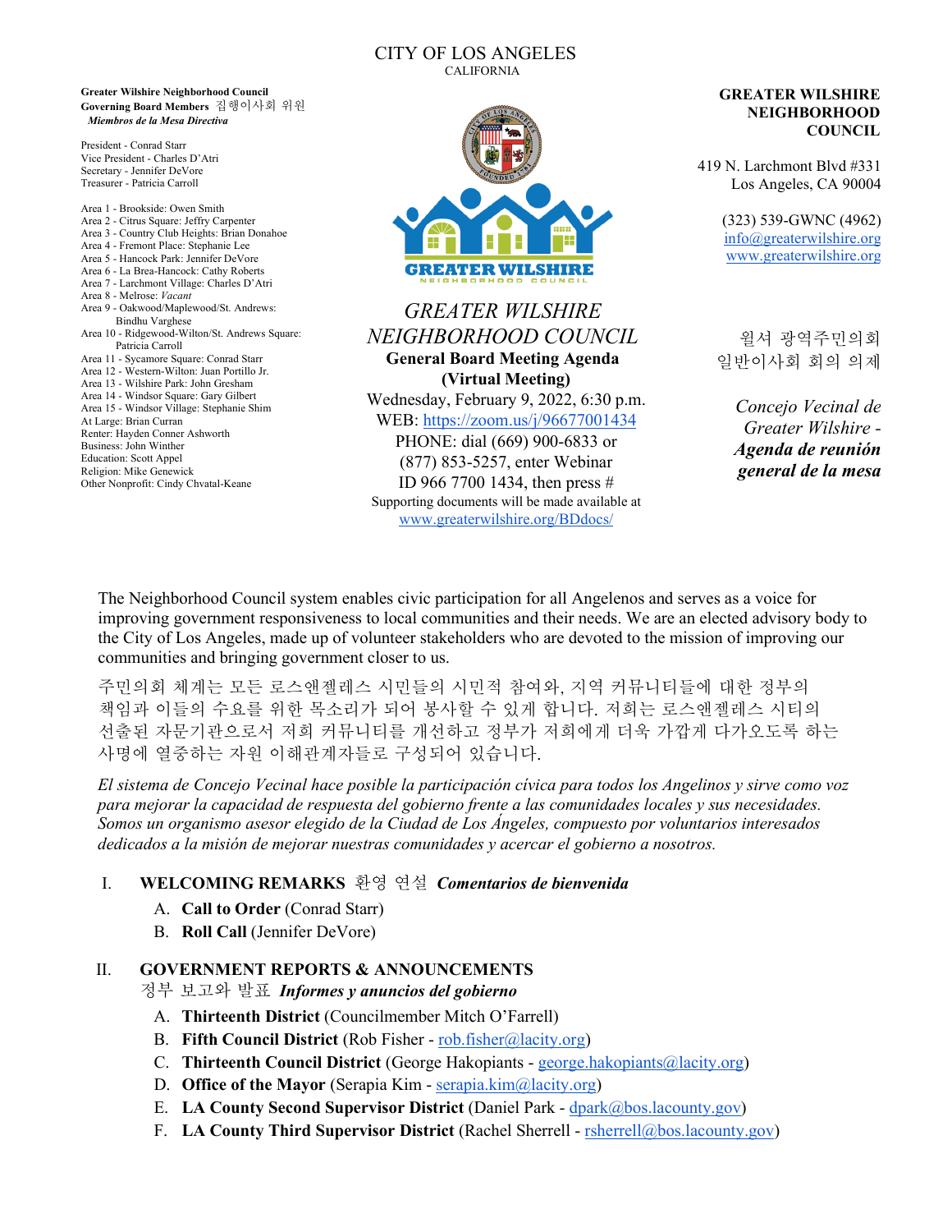CITY OF LOS ANGELES
CALIFORNIA

**Greater Wilshire Neighborhood Council**
**Governing Board Members** 집행이사회 위원
***Miembros de la Mesa Directiva***

President - Conrad Starr
Vice President - Charles D'Atri
Secretary - Jennifer DeVore
Treasurer - Patricia Carroll

Area 1 - Brookside: Owen Smith
Area 2 - Citrus Square: Jeffry Carpenter
Area 3 - Country Club Heights: Brian Donahoe
Area 4 - Fremont Place: Stephanie Lee
Area 5 - Hancock Park: Jennifer DeVore
Area 6 - La Brea-Hancock: Cathy Roberts
Area 7 - Larchmont Village: Charles D'Atri
Area 8 - Melrose: *Vacant*
Area 9 - Oakwood/Maplewood/St. Andrews: Bindhu Varghese
Area 10 - Ridgewood-Wilton/St. Andrews Square: Patricia Carroll
Area 11 - Sycamore Square: Conrad Starr
Area 12 - Western-Wilton: Juan Portillo Jr.
Area 13 - Wilshire Park: John Gresham
Area 14 - Windsor Square: Gary Gilbert
Area 15 - Windsor Village: Stephanie Shim
At Large: Brian Curran
Renter: Hayden Conner Ashworth
Business: John Winther
Education: Scott Appel
Religion: Mike Genewick
Other Nonprofit: Cindy Chvatal-Keane

# *GREATER WILSHIRE NEIGHBORHOOD COUNCIL*

**General Board Meeting Agenda**
**(Virtual Meeting)**

Wednesday, February 9, 2022, 6:30 p.m.
WEB: https://zoom.us/j/96677001434
PHONE: dial (669) 900-6833 or (877) 853-5257, enter Webinar ID 966 7700 1434, then press #
Supporting documents will be made available at www.greaterwilshire.org/BDdocs/

**GREATER WILSHIRE NEIGHBORHOOD COUNCIL**

419 N. Larchmont Blvd #331
Los Angeles, CA 90004

(323) 539-GWNC (4962)
info@greaterwilshire.org
www.greaterwilshire.org

윌셔 광역주민의회
일반이사회 회의 의제

*Concejo Vecinal de Greater Wilshire -*
***Agenda de reunión general de la mesa***

The Neighborhood Council system enables civic participation for all Angelenos and serves as a voice for improving government responsiveness to local communities and their needs. We are an elected advisory body to the City of Los Angeles, made up of volunteer stakeholders who are devoted to the mission of improving our communities and bringing government closer to us.

주민의회 체계는 모든 로스앤젤레스 시민들의 시민적 참여와, 지역 커뮤니티들에 대한 정부의 책임과 이들의 수요를 위한 목소리가 되어 봉사할 수 있게 합니다. 저희는 로스앤젤레스 시티의 선출된 자문기관으로서 저희 커뮤니티를 개선하고 정부가 저희에게 더욱 가깝게 다가오도록 하는 사명에 열중하는 자원 이해관계자들로 구성되어 있습니다.

*El sistema de Concejo Vecinal hace posible la participación cívica para todos los Angelinos y sirve como voz para mejorar la capacidad de respuesta del gobierno frente a las comunidades locales y sus necesidades. Somos un organismo asesor elegido de la Ciudad de Los Ángeles, compuesto por voluntarios interesados dedicados a la misión de mejorar nuestras comunidades y acercar el gobierno a nosotros.*

I. **WELCOMING REMARKS** 환영 연설 ***Comentarios de bienvenida***

   A. **Call to Order** (Conrad Starr)
   B. **Roll Call** (Jennifer DeVore)

II. **GOVERNMENT REPORTS & ANNOUNCEMENTS**
정부 보고와 발표 ***Informes y anuncios del gobierno***

   A. **Thirteenth District** (Councilmember Mitch O'Farrell)
   B. **Fifth Council District** (Rob Fisher - rob.fisher@lacity.org)
   C. **Thirteenth Council District** (George Hakopiants - george.hakopiants@lacity.org)
   D. **Office of the Mayor** (Serapia Kim - serapia.kim@lacity.org)
   E. **LA County Second Supervisor District** (Daniel Park - dpark@bos.lacounty.gov)
   F. **LA County Third Supervisor District** (Rachel Sherrell - rsherrell@bos.lacounty.gov)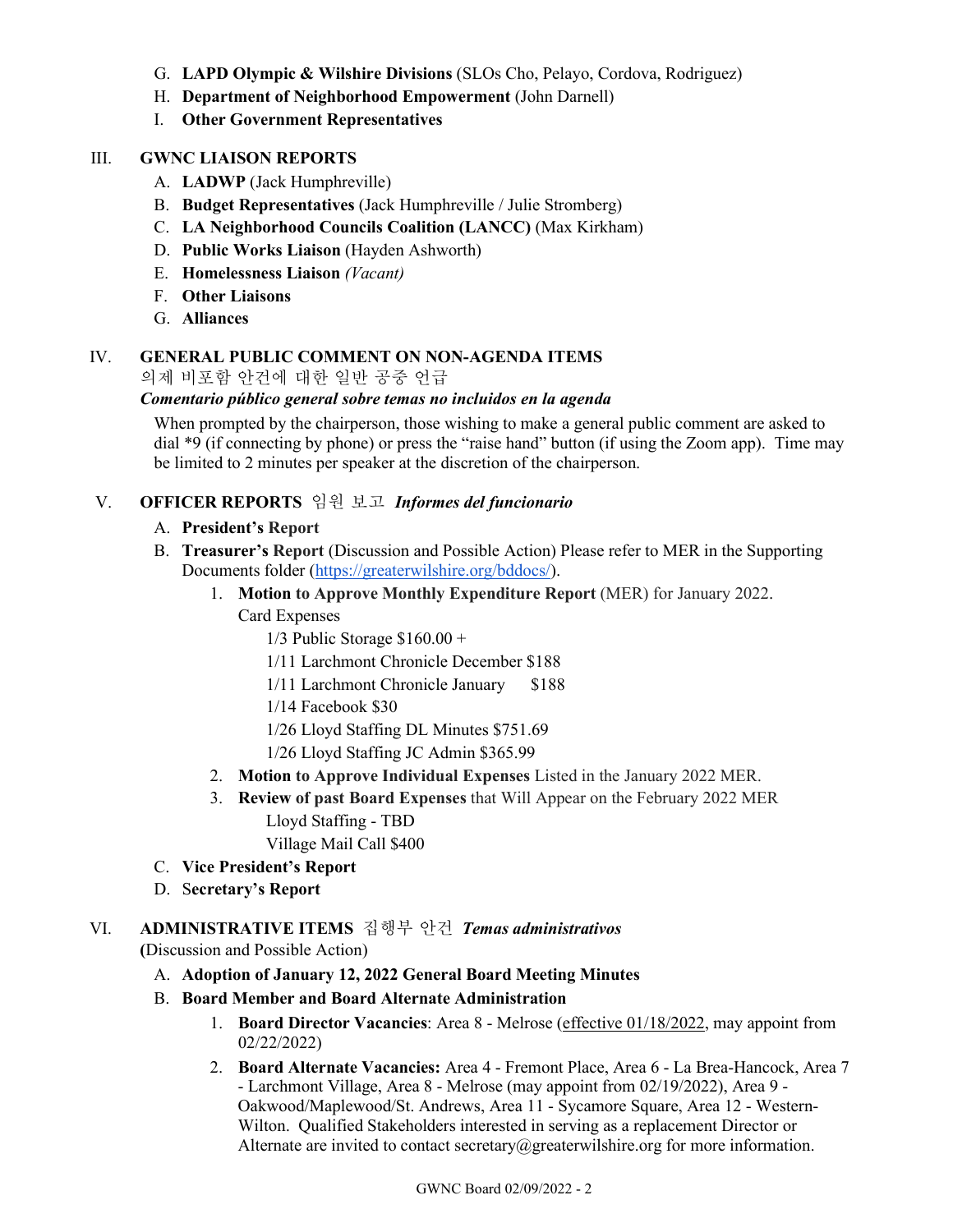G. **LAPD Olympic & Wilshire Divisions** (SLOs Cho, Pelayo, Cordova, Rodriguez)
H. **Department of Neighborhood Empowerment** (John Darnell)
I. **Other Government Representatives**

## III. GWNC LIAISON REPORTS

A. **LADWP** (Jack Humphreville)
B. **Budget Representatives** (Jack Humphreville / Julie Stromberg)
C. **LA Neighborhood Councils Coalition (LANCC)** (Max Kirkham)
D. **Public Works Liaison** (Hayden Ashworth)
E. **Homelessness Liaison** *(Vacant)*
F. **Other Liaisons**
G. **Alliances**

## IV. GENERAL PUBLIC COMMENT ON NON-AGENDA ITEMS

의제 비포함 안건에 대한 일반 공중 언급

***Comentario público general sobre temas no incluidos en la agenda***

When prompted by the chairperson, those wishing to make a general public comment are asked to dial *9 (if connecting by phone) or press the "raise hand" button (if using the Zoom app). Time may be limited to 2 minutes per speaker at the discretion of the chairperson.

## V. OFFICER REPORTS 임원 보고 *Informes del funcionario*

A. **President's Report**
B. **Treasurer's Report** (Discussion and Possible Action) Please refer to MER in the Supporting Documents folder (https://greaterwilshire.org/bddocs/).
   1. **Motion to Approve Monthly Expenditure Report** (MER) for January 2022.
      Card Expenses
      - 1/3 Public Storage $160.00 +
      - 1/11 Larchmont Chronicle December $188
      - 1/11 Larchmont Chronicle January $188
      - 1/14 Facebook $30
      - 1/26 Lloyd Staffing DL Minutes $751.69
      - 1/26 Lloyd Staffing JC Admin $365.99
   2. **Motion to Approve Individual Expenses** Listed in the January 2022 MER.
   3. **Review of past Board Expenses** that Will Appear on the February 2022 MER
      - Lloyd Staffing - TBD
      - Village Mail Call $400

C. **Vice President's Report**
D. **Secretary's Report**

## VI. ADMINISTRATIVE ITEMS 집행부 안건 *Temas administrativos*

**(**Discussion and Possible Action)

A. **Adoption of January 12, 2022 General Board Meeting Minutes**
B. **Board Member and Board Alternate Administration**
   1. **Board Director Vacancies**: Area 8 - Melrose (effective 01/18/2022, may appoint from 02/22/2022)
   2. **Board Alternate Vacancies:** Area 4 - Fremont Place, Area 6 - La Brea-Hancock, Area 7 - Larchmont Village, Area 8 - Melrose (may appoint from 02/19/2022), Area 9 - Oakwood/Maplewood/St. Andrews, Area 11 - Sycamore Square, Area 12 - Western-Wilton. Qualified Stakeholders interested in serving as a replacement Director or Alternate are invited to contact secretary@greaterwilshire.org for more information.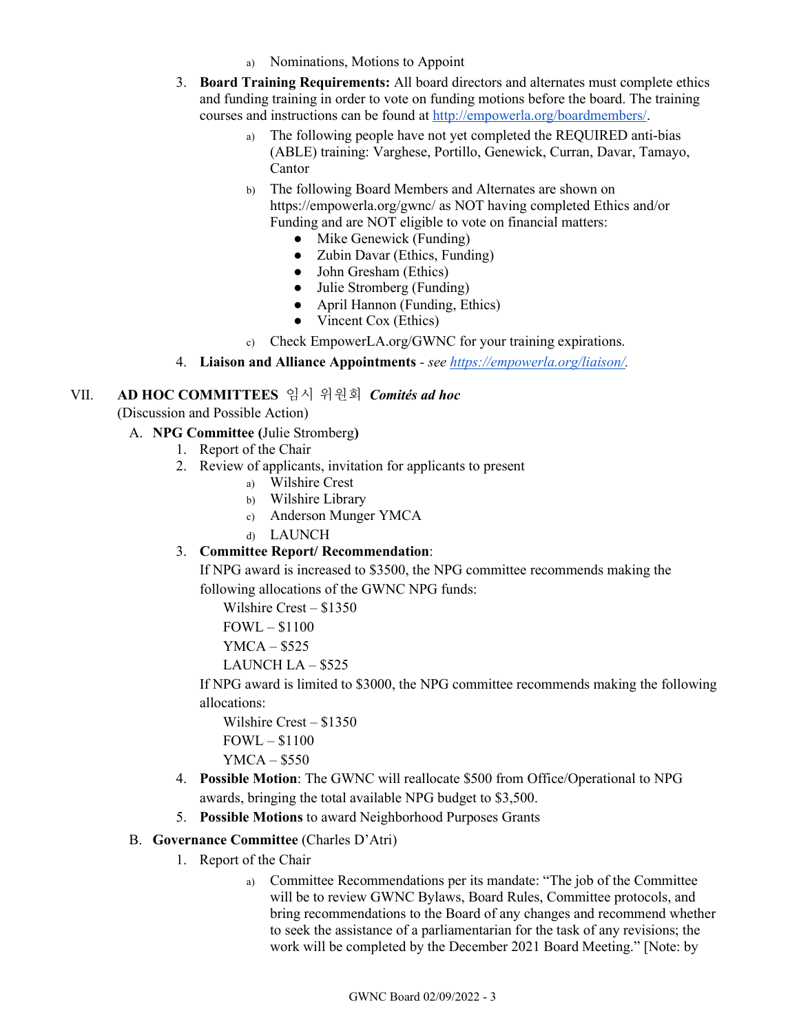a) Nominations, Motions to Appoint

3. **Board Training Requirements:** All board directors and alternates must complete ethics and funding training in order to vote on funding motions before the board. The training courses and instructions can be found at [http://empowerla.org/boardmembers/](http://empowerla.org/boardmembers/).
   a) The following people have not yet completed the REQUIRED anti-bias (ABLE) training: Varghese, Portillo, Genewick, Curran, Davar, Tamayo, Cantor
   b) The following Board Members and Alternates are shown on https://empowerla.org/gwnc/ as NOT having completed Ethics and/or Funding and are NOT eligible to vote on financial matters:
      - Mike Genewick (Funding)
      - Zubin Davar (Ethics, Funding)
      - John Gresham (Ethics)
      - Julie Stromberg (Funding)
      - April Hannon (Funding, Ethics)
      - Vincent Cox (Ethics)
   c) Check EmpowerLA.org/GWNC for your training expirations.
4. **Liaison and Alliance Appointments** - *see [https://empowerla.org/liaison/](https://empowerla.org/liaison/).*

## VII. AD HOC COMMITTEES 임시 위원회 *Comités ad hoc*

(Discussion and Possible Action)

A. **NPG Committee (**Julie Stromberg**)**

1. Report of the Chair
2. Review of applicants, invitation for applicants to present
   a) Wilshire Crest
   b) Wilshire Library
   c) Anderson Munger YMCA
   d) LAUNCH
3. **Committee Report/ Recommendation**:
   If NPG award is increased to $3500, the NPG committee recommends making the following allocations of the GWNC NPG funds:
   Wilshire Crest – $1350
   FOWL – $1100
   YMCA – $525
   LAUNCH LA – $525
   If NPG award is limited to $3000, the NPG committee recommends making the following allocations:
   Wilshire Crest – $1350
   FOWL – $1100
   YMCA – $550
4. **Possible Motion**: The GWNC will reallocate $500 from Office/Operational to NPG awards, bringing the total available NPG budget to $3,500.
5. **Possible Motions** to award Neighborhood Purposes Grants

B. **Governance Committee** (Charles D'Atri)

1. Report of the Chair
   a) Committee Recommendations per its mandate: "The job of the Committee will be to review GWNC Bylaws, Board Rules, Committee protocols, and bring recommendations to the Board of any changes and recommend whether to seek the assistance of a parliamentarian for the task of any revisions; the work will be completed by the December 2021 Board Meeting." [Note: by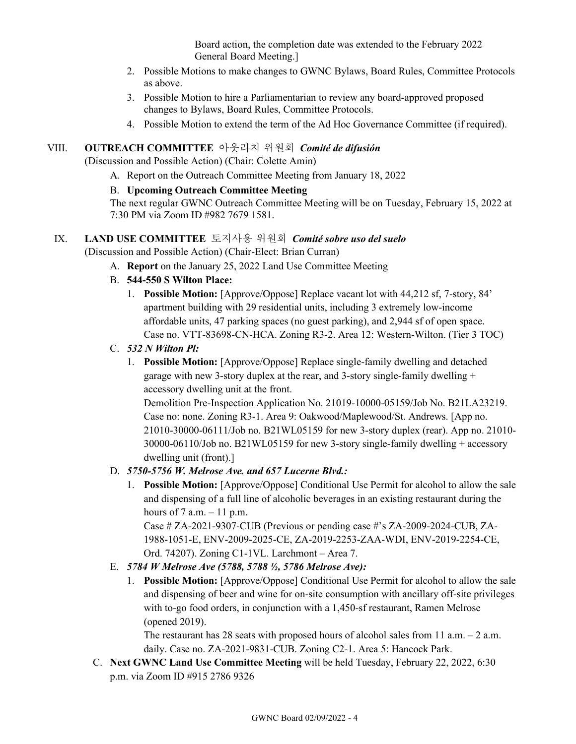Board action, the completion date was extended to the February 2022 General Board Meeting.]

2. Possible Motions to make changes to GWNC Bylaws, Board Rules, Committee Protocols as above.
3. Possible Motion to hire a Parliamentarian to review any board-approved proposed changes to Bylaws, Board Rules, Committee Protocols.
4. Possible Motion to extend the term of the Ad Hoc Governance Committee (if required).

VIII. **OUTREACH COMMITTEE** 아웃리치 위원회 ***Comité de difusión***

(Discussion and Possible Action) (Chair: Colette Amin)

A. Report on the Outreach Committee Meeting from January 18, 2022

B. **Upcoming Outreach Committee Meeting**

The next regular GWNC Outreach Committee Meeting will be on Tuesday, February 15, 2022 at 7:30 PM via Zoom ID #982 7679 1581.

IX. **LAND USE COMMITTEE** 토지사용 위원회 ***Comité sobre uso del suelo***

(Discussion and Possible Action) (Chair-Elect: Brian Curran)

A. **Report** on the January 25, 2022 Land Use Committee Meeting

B. **544-550 S Wilton Place:**

1. **Possible Motion:** [Approve/Oppose] Replace vacant lot with 44,212 sf, 7-story, 84' apartment building with 29 residential units, including 3 extremely low-income affordable units, 47 parking spaces (no guest parking), and 2,944 sf of open space. Case no. VTT-83698-CN-HCA. Zoning R3-2. Area 12: Western-Wilton. (Tier 3 TOC)

C. ***532 N Wilton Pl:***

1. **Possible Motion:** [Approve/Oppose] Replace single-family dwelling and detached garage with new 3-story duplex at the rear, and 3-story single-family dwelling + accessory dwelling unit at the front.
Demolition Pre-Inspection Application No. 21019-10000-05159/Job No. B21LA23219. Case no: none. Zoning R3-1. Area 9: Oakwood/Maplewood/St. Andrews. [App no. 21010-30000-06111/Job no. B21WL05159 for new 3-story duplex (rear). App no. 21010-30000-06110/Job no. B21WL05159 for new 3-story single-family dwelling + accessory dwelling unit (front).]

D. ***5750-5756 W. Melrose Ave. and 657 Lucerne Blvd.:***

1. **Possible Motion:** [Approve/Oppose] Conditional Use Permit for alcohol to allow the sale and dispensing of a full line of alcoholic beverages in an existing restaurant during the hours of 7 a.m. – 11 p.m.
Case # ZA-2021-9307-CUB (Previous or pending case #'s ZA-2009-2024-CUB, ZA-1988-1051-E, ENV-2009-2025-CE, ZA-2019-2253-ZAA-WDI, ENV-2019-2254-CE, Ord. 74207). Zoning C1-1VL. Larchmont – Area 7.

E. ***5784 W Melrose Ave (5788, 5788 ½, 5786 Melrose Ave):***

1. **Possible Motion:** [Approve/Oppose] Conditional Use Permit for alcohol to allow the sale and dispensing of beer and wine for on-site consumption with ancillary off-site privileges with to-go food orders, in conjunction with a 1,450-sf restaurant, Ramen Melrose (opened 2019).
The restaurant has 28 seats with proposed hours of alcohol sales from 11 a.m. – 2 a.m. daily. Case no. ZA-2021-9831-CUB. Zoning C2-1. Area 5: Hancock Park.

C. **Next GWNC Land Use Committee Meeting** will be held Tuesday, February 22, 2022, 6:30 p.m. via Zoom ID #915 2786 9326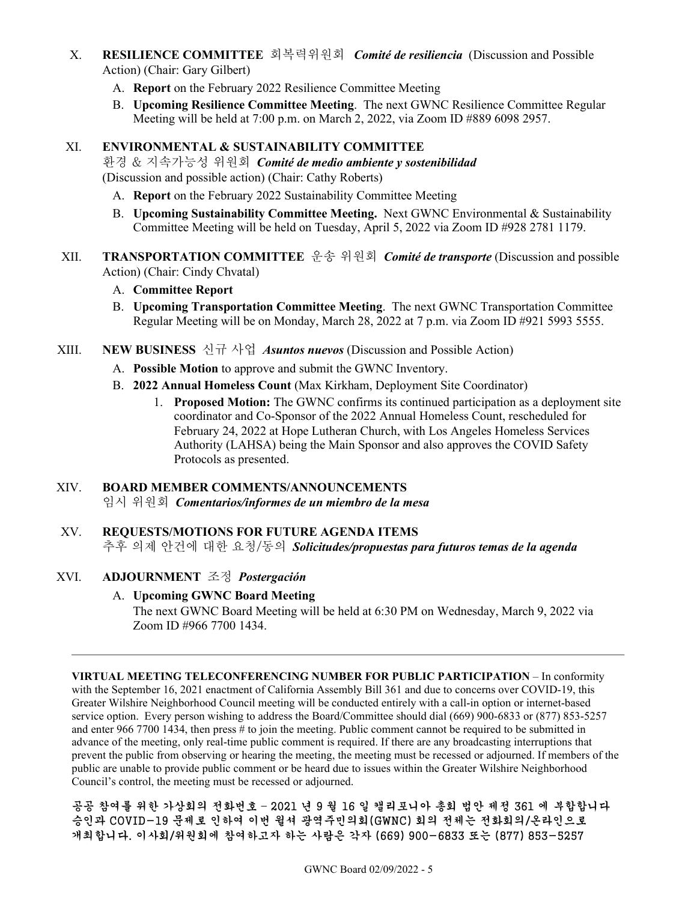X. **RESILIENCE COMMITTEE** 회복력위원회 ***Comité de resiliencia*** (Discussion and Possible Action) (Chair: Gary Gilbert)

   A. **Report** on the February 2022 Resilience Committee Meeting

   B. **Upcoming Resilience Committee Meeting**. The next GWNC Resilience Committee Regular Meeting will be held at 7:00 p.m. on March 2, 2022, via Zoom ID #889 6098 2957.

XI. **ENVIRONMENTAL & SUSTAINABILITY COMMITTEE** 환경 & 지속가능성 위원회 ***Comité de medio ambiente y sostenibilidad*** (Discussion and possible action) (Chair: Cathy Roberts)

   A. **Report** on the February 2022 Sustainability Committee Meeting

   B. **Upcoming Sustainability Committee Meeting.** Next GWNC Environmental & Sustainability Committee Meeting will be held on Tuesday, April 5, 2022 via Zoom ID #928 2781 1179.

XII. **TRANSPORTATION COMMITTEE** 운송 위원회 ***Comité de transporte*** (Discussion and possible Action) (Chair: Cindy Chvatal)

   A. **Committee Report**

   B. **Upcoming Transportation Committee Meeting**. The next GWNC Transportation Committee Regular Meeting will be on Monday, March 28, 2022 at 7 p.m. via Zoom ID #921 5993 5555.

XIII. **NEW BUSINESS** 신규 사업 ***Asuntos nuevos*** (Discussion and Possible Action)

   A. **Possible Motion** to approve and submit the GWNC Inventory.

   B. **2022 Annual Homeless Count** (Max Kirkham, Deployment Site Coordinator)

      1. **Proposed Motion:** The GWNC confirms its continued participation as a deployment site coordinator and Co-Sponsor of the 2022 Annual Homeless Count, rescheduled for February 24, 2022 at Hope Lutheran Church, with Los Angeles Homeless Services Authority (LAHSA) being the Main Sponsor and also approves the COVID Safety Protocols as presented.

XIV. **BOARD MEMBER COMMENTS/ANNOUNCEMENTS** 임시 위원회 ***Comentarios/informes de un miembro de la mesa***

XV. **REQUESTS/MOTIONS FOR FUTURE AGENDA ITEMS** 추후 의제 안건에 대한 요청/동의 ***Solicitudes/propuestas para futuros temas de la agenda***

XVI. **ADJOURNMENT** 조정 ***Postergación***

   A. **Upcoming GWNC Board Meeting**
   The next GWNC Board Meeting will be held at 6:30 PM on Wednesday, March 9, 2022 via Zoom ID #966 7700 1434.

---

**VIRTUAL MEETING TELECONFERENCING NUMBER FOR PUBLIC PARTICIPATION** – In conformity with the September 16, 2021 enactment of California Assembly Bill 361 and due to concerns over COVID-19, this Greater Wilshire Neighborhood Council meeting will be conducted entirely with a call-in option or internet-based service option. Every person wishing to address the Board/Committee should dial (669) 900-6833 or (877) 853-5257 and enter 966 7700 1434, then press # to join the meeting. Public comment cannot be required to be submitted in advance of the meeting, only real-time public comment is required. If there are any broadcasting interruptions that prevent the public from observing or hearing the meeting, the meeting must be recessed or adjourned. If members of the public are unable to provide public comment or be heard due to issues within the Greater Wilshire Neighborhood Council's control, the meeting must be recessed or adjourned.

**공공 참여를 위한 가상회의 전화번호 – 2021 년 9 월 16 일 캘리포니아 총회 법안 제정 361 에 부합합니다 승인과 COVID-19 문제로 인하여 이번 윌셔 광역주민의회(GWNC) 회의 전체는 전화회의/온라인으로 개최합니다. 이사회/위원회에 참여하고자 하는 사람은 각자 (669) 900-6833 또는 (877) 853-5257**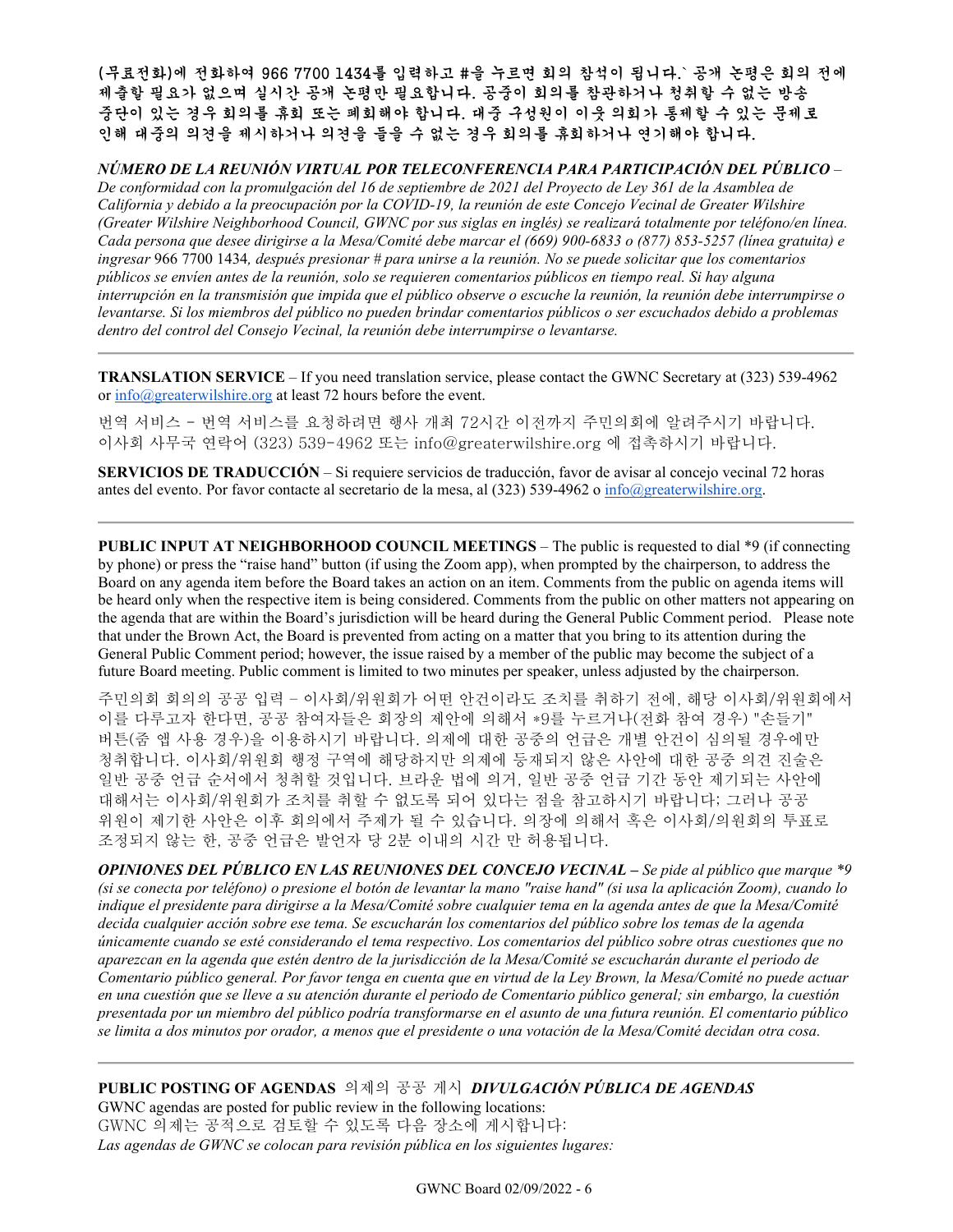**(무료전화)에 전화하여 966 7700 1434를 입력하고 #을 누르면 회의 참석이 됩니다.` 공개 논평은 회의 전에 제출할 필요가 없으며 실시간 공개 논평만 필요합니다. 공중이 회의를 참관하거나 청취할 수 없는 방송 중단이 있는 경우 회의를 휴회 또는 폐회해야 합니다. 대중 구성원이 이웃 의회가 통제할 수 있는 문제로 인해 대중의 의견을 제시하거나 의견을 들을 수 없는 경우 회의를 휴회하거나 연기해야 합니다.**

***NÚMERO DE LA REUNIÓN VIRTUAL POR TELECONFERENCIA PARA PARTICIPACIÓN DEL PÚBLICO*** *– De conformidad con la promulgación del 16 de septiembre de 2021 del Proyecto de Ley 361 de la Asamblea de California y debido a la preocupación por la COVID-19, la reunión de este Concejo Vecinal de Greater Wilshire (Greater Wilshire Neighborhood Council, GWNC por sus siglas en inglés) se realizará totalmente por teléfono/en línea. Cada persona que desee dirigirse a la Mesa/Comité debe marcar el (669) 900-6833 o (877) 853-5257 (línea gratuita) e ingresar* 966 7700 1434*, después presionar # para unirse a la reunión. No se puede solicitar que los comentarios públicos se envíen antes de la reunión, solo se requieren comentarios públicos en tiempo real. Si hay alguna interrupción en la transmisión que impida que el público observe o escuche la reunión, la reunión debe interrumpirse o levantarse. Si los miembros del público no pueden brindar comentarios públicos o ser escuchados debido a problemas dentro del control del Consejo Vecinal, la reunión debe interrumpirse o levantarse.*

---

**TRANSLATION SERVICE** – If you need translation service, please contact the GWNC Secretary at (323) 539-4962 or info@greaterwilshire.org at least 72 hours before the event.

번역 서비스 – 번역 서비스를 요청하려면 행사 개최 72시간 이전까지 주민의회에 알려주시기 바랍니다. 이사회 사무국 연락어 (323) 539-4962 또는 info@greaterwilshire.org 에 접촉하시기 바랍니다.

**SERVICIOS DE TRADUCCIÓN** – Si requiere servicios de traducción, favor de avisar al concejo vecinal 72 horas antes del evento. Por favor contacte al secretario de la mesa, al (323) 539-4962 o info@greaterwilshire.org.

---

**PUBLIC INPUT AT NEIGHBORHOOD COUNCIL MEETINGS** – The public is requested to dial *9 (if connecting by phone) or press the "raise hand" button (if using the Zoom app), when prompted by the chairperson, to address the Board on any agenda item before the Board takes an action on an item. Comments from the public on agenda items will be heard only when the respective item is being considered. Comments from the public on other matters not appearing on the agenda that are within the Board's jurisdiction will be heard during the General Public Comment period. Please note that under the Brown Act, the Board is prevented from acting on a matter that you bring to its attention during the General Public Comment period; however, the issue raised by a member of the public may become the subject of a future Board meeting. Public comment is limited to two minutes per speaker, unless adjusted by the chairperson.

주민의회 회의의 공공 입력 – 이사회/위원회가 어떤 안건이라도 조치를 취하기 전에, 해당 이사회/위원회에서 이를 다루고자 한다면, 공공 참여자들은 회장의 제안에 의해서 *9를 누르거나(전화 참여 경우) "손들기" 버튼(줌 앱 사용 경우)을 이용하시기 바랍니다. 의제에 대한 공중의 언급은 개별 안건이 심의될 경우에만 청취합니다. 이사회/위원회 행정 구역에 해당하지만 의제에 등재되지 않은 사안에 대한 공중 의견 진술은 일반 공중 언급 순서에서 청취할 것입니다. 브라운 법에 의거, 일반 공중 언급 기간 동안 제기되는 사안에 대해서는 이사회/위원회가 조치를 취할 수 없도록 되어 있다는 점을 참고하시기 바랍니다; 그러나 공공 위원이 제기한 사안은 이후 회의에서 주제가 될 수 있습니다. 의장에 의해서 혹은 이사회/의원회의 투표로 조정되지 않는 한, 공중 언급은 발언자 당 2분 이내의 시간 만 허용됩니다.

***OPINIONES DEL PÚBLICO EN LAS REUNIONES DEL CONCEJO VECINAL –*** *Se pide al público que marque *9 (si se conecta por teléfono) o presione el botón de levantar la mano "raise hand" (si usa la aplicación Zoom), cuando lo indique el presidente para dirigirse a la Mesa/Comité sobre cualquier tema en la agenda antes de que la Mesa/Comité decida cualquier acción sobre ese tema. Se escucharán los comentarios del público sobre los temas de la agenda únicamente cuando se esté considerando el tema respectivo. Los comentarios del público sobre otras cuestiones que no aparezcan en la agenda que estén dentro de la jurisdicción de la Mesa/Comité se escucharán durante el periodo de Comentario público general. Por favor tenga en cuenta que en virtud de la Ley Brown, la Mesa/Comité no puede actuar en una cuestión que se lleve a su atención durante el periodo de Comentario público general; sin embargo, la cuestión presentada por un miembro del público podría transformarse en el asunto de una futura reunión. El comentario público se limita a dos minutos por orador, a menos que el presidente o una votación de la Mesa/Comité decidan otra cosa.*

---

**PUBLIC POSTING OF AGENDAS** 의제의 공공 게시 ***DIVULGACIÓN PÚBLICA DE AGENDAS***

GWNC agendas are posted for public review in the following locations:
GWNC 의제는 공적으로 검토할 수 있도록 다음 장소에 게시합니다:
*Las agendas de GWNC se colocan para revisión pública en los siguientes lugares:*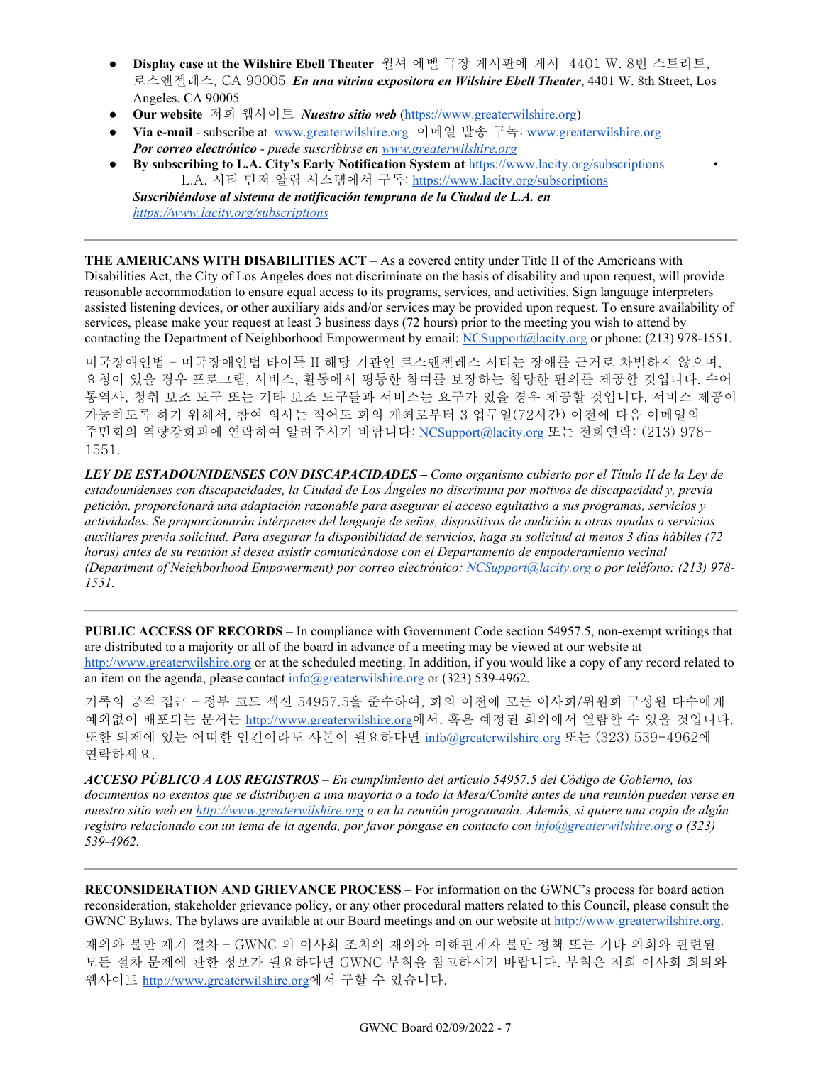- **Display case at the Wilshire Ebell Theater** 윌셔 에벨 극장 게시판에 게시 4401 W. 8번 스트리트, 로스앤젤레스, CA 90005 ***En una vitrina expositora en Wilshire Ebell Theater***, 4401 W. 8th Street, Los Angeles, CA 90005
- **Our website** 저희 웹사이트 ***Nuestro sitio web*** (https://www.greaterwilshire.org)
- **Via e-mail** - subscribe at www.greaterwilshire.org 이메일 발송 구독: www.greaterwilshire.org ***Por correo electrónico*** *- puede suscribirse en www.greaterwilshire.org*
- **By subscribing to L.A. City's Early Notification System at** https://www.lacity.org/subscriptions • L.A. 시티 먼저 알림 시스템에서 구독: https://www.lacity.org/subscriptions ***Suscribiéndose al sistema de notificación temprana de la Ciudad de L.A. en*** *https://www.lacity.org/subscriptions*

---

**THE AMERICANS WITH DISABILITIES ACT** – As a covered entity under Title II of the Americans with Disabilities Act, the City of Los Angeles does not discriminate on the basis of disability and upon request, will provide reasonable accommodation to ensure equal access to its programs, services, and activities. Sign language interpreters assisted listening devices, or other auxiliary aids and/or services may be provided upon request. To ensure availability of services, please make your request at least 3 business days (72 hours) prior to the meeting you wish to attend by contacting the Department of Neighborhood Empowerment by email: NCSupport@lacity.org or phone: (213) 978-1551.

미국장애인법 – 미국장애인법 타이틀 II 해당 기관인 로스앤젤레스 시티는 장애를 근거로 차별하지 않으며, 요청이 있을 경우 프로그램, 서비스, 활동에서 평등한 참여를 보장하는 합당한 편의를 제공할 것입니다. 수어 통역사, 청취 보조 도구 또는 기타 보조 도구들과 서비스는 요구가 있을 경우 제공할 것입니다. 서비스 제공이 가능하도록 하기 위해서, 참여 의사는 적어도 회의 개최로부터 3 업무일(72시간) 이전에 다음 이메일의 주민회의 역량강화과에 연락하여 알려주시기 바랍니다: NCSupport@lacity.org 또는 전화연락: (213) 978-1551.

***LEY DE ESTADOUNIDENSES CON DISCAPACIDADES –*** *Como organismo cubierto por el Título II de la Ley de estadounidenses con discapacidades, la Ciudad de Los Ángeles no discrimina por motivos de discapacidad y, previa petición, proporcionará una adaptación razonable para asegurar el acceso equitativo a sus programas, servicios y actividades. Se proporcionarán intérpretes del lenguaje de señas, dispositivos de audición u otras ayudas o servicios auxiliares previa solicitud. Para asegurar la disponibilidad de servicios, haga su solicitud al menos 3 días hábiles (72 horas) antes de su reunión si desea asistir comunicándose con el Departamento de empoderamiento vecinal (Department of Neighborhood Empowerment) por correo electrónico: NCSupport@lacity.org o por teléfono: (213) 978-1551.*

---

**PUBLIC ACCESS OF RECORDS** – In compliance with Government Code section 54957.5, non-exempt writings that are distributed to a majority or all of the board in advance of a meeting may be viewed at our website at http://www.greaterwilshire.org or at the scheduled meeting. In addition, if you would like a copy of any record related to an item on the agenda, please contact info@greaterwilshire.org or (323) 539-4962.

기록의 공적 접근 – 정부 코드 섹션 54957.5을 준수하여, 회의 이전에 모든 이사회/위원회 구성원 다수에게 예외없이 배포되는 문서는 http://www.greaterwilshire.org에서, 혹은 예정된 회의에서 열람할 수 있을 것입니다. 또한 의제에 있는 어떠한 안건이라도 사본이 필요하다면 info@greaterwilshire.org 또는 (323) 539-4962에 연락하세요.

***ACCESO PÚBLICO A LOS REGISTROS*** *– En cumplimiento del artículo 54957.5 del Código de Gobierno, los documentos no exentos que se distribuyen a una mayoría o a todo la Mesa/Comité antes de una reunión pueden verse en nuestro sitio web en http://www.greaterwilshire.org o en la reunión programada. Además, si quiere una copia de algún registro relacionado con un tema de la agenda, por favor póngase en contacto con info@greaterwilshire.org o (323) 539-4962.*

---

**RECONSIDERATION AND GRIEVANCE PROCESS** – For information on the GWNC's process for board action reconsideration, stakeholder grievance policy, or any other procedural matters related to this Council, please consult the GWNC Bylaws. The bylaws are available at our Board meetings and on our website at http://www.greaterwilshire.org.

재의와 불만 제기 절차 – GWNC 의 이사회 조치의 재의와 이해관계자 불만 정책 또는 기타 의회와 관련된 모든 절차 문제에 관한 정보가 필요하다면 GWNC 부칙을 참고하시기 바랍니다. 부칙은 저희 이사회 회의와 웹사이트 http://www.greaterwilshire.org에서 구할 수 있습니다.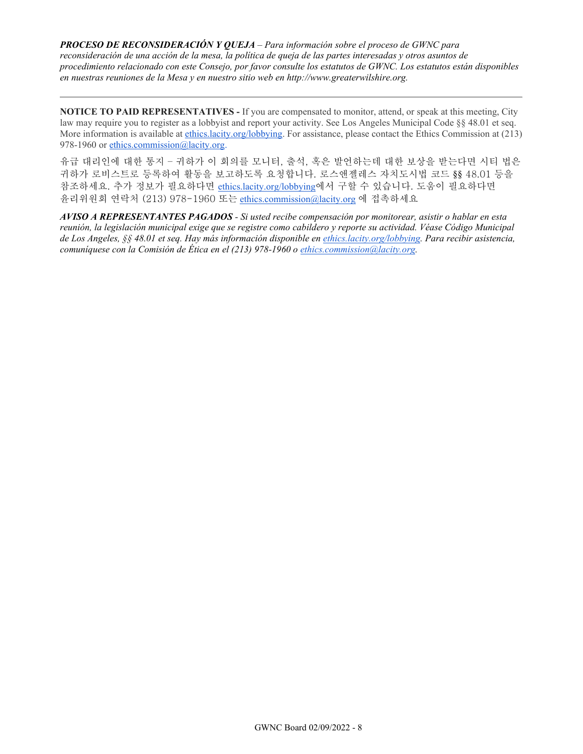***PROCESO DE RECONSIDERACIÓN Y QUEJA*** *– Para información sobre el proceso de GWNC para reconsideración de una acción de la mesa, la política de queja de las partes interesadas y otros asuntos de procedimiento relacionado con este Consejo, por favor consulte los estatutos de GWNC. Los estatutos están disponibles en nuestras reuniones de la Mesa y en nuestro sitio web en http://www.greaterwilshire.org.*

---

**NOTICE TO PAID REPRESENTATIVES -** If you are compensated to monitor, attend, or speak at this meeting, City law may require you to register as a lobbyist and report your activity. See Los Angeles Municipal Code §§ 48.01 et seq. More information is available at [ethics.lacity.org/lobbying](ethics.lacity.org/lobbying). For assistance, please contact the Ethics Commission at (213) 978-1960 or [ethics.commission@lacity.org](mailto:ethics.commission@lacity.org).

유급 대리인에 대한 통지 – 귀하가 이 회의를 모니터, 출석, 혹은 발언하는데 대한 보상을 받는다면 시티 법은 귀하가 로비스트로 등록하여 활동을 보고하도록 요청합니다. 로스앤젤레스 자치도시법 코드 §§ 48.01 등을 참조하세요. 추가 정보가 필요하다면 [ethics.lacity.org/lobbying](ethics.lacity.org/lobbying)에서 구할 수 있습니다. 도움이 필요하다면 윤리위원회 연락처 (213) 978-1960 또는 [ethics.commission@lacity.org](mailto:ethics.commission@lacity.org) 에 접촉하세요

***AVISO A REPRESENTANTES PAGADOS*** *- Si usted recibe compensación por monitorear, asistir o hablar en esta reunión, la legislación municipal exige que se registre como cabildero y reporte su actividad. Véase Código Municipal de Los Angeles, §§ 48.01 et seq. Hay más información disponible en [ethics.lacity.org/lobbying](ethics.lacity.org/lobbying). Para recibir asistencia, comuníquese con la Comisión de Ética en el (213) 978-1960 o [ethics.commission@lacity.org](mailto:ethics.commission@lacity.org).*